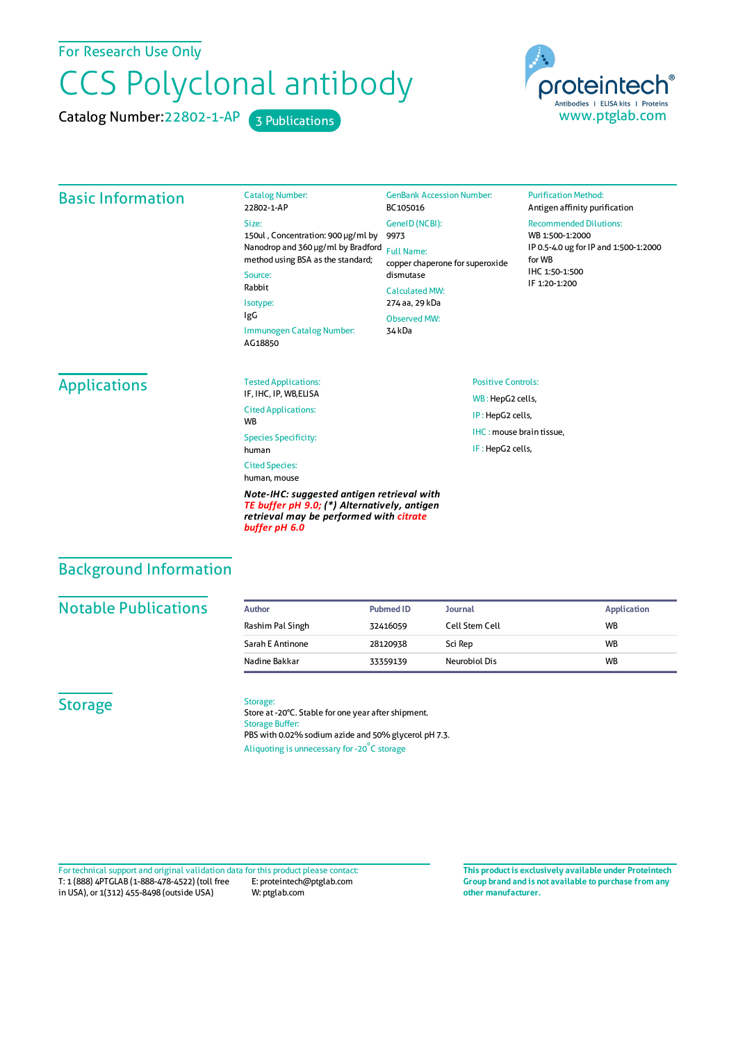For Research Use Only

# CCS Polyclonal antibody

Catalog Number: 22802-1-AP 3 Publications

proteintech® Antibodies | ELISA kits | Proteins
www.ptglab.com

## Basic Information

**Catalog Number:**
22802-1-AP

**Size:**
150ul , Concentration: 900 μg/ml by Nanodrop and 360 μg/ml by Bradford method using BSA as the standard;

**Source:**
Rabbit

**Isotype:**
IgG

**Immunogen Catalog Number:**
AG18850

**GenBank Accession Number:**
BC105016

**GeneID (NCBI):**
9973

**Full Name:**
copper chaperone for superoxide dismutase

**Calculated MW:**
274 aa, 29 kDa

**Observed MW:**
34 kDa

**Purification Method:**
Antigen affinity purification

**Recommended Dilutions:**
WB 1:500-1:2000
IP 0.5-4.0 ug for IP and 1:500-1:2000 for WB
IHC 1:50-1:500
IF 1:20-1:200

## Applications

**Tested Applications:**
IF, IHC, IP, WB,ELISA

**Cited Applications:**
WB

**Species Specificity:**
human

**Cited Species:**
human, mouse

***Note-IHC: suggested antigen retrieval with TE buffer pH 9.0; (\*) Alternatively, antigen retrieval may be performed with citrate buffer pH 6.0***

**Positive Controls:**

WB : HepG2 cells,

IP : HepG2 cells,

IHC : mouse brain tissue,

IF : HepG2 cells,

## Background Information

## Notable Publications

| Author | Pubmed ID | Journal | Application |
|---|---|---|---|
| Rashim Pal Singh | 32416059 | Cell Stem Cell | WB |
| Sarah E Antinone | 28120938 | Sci Rep | WB |
| Nadine Bakkar | 33359139 | Neurobiol Dis | WB |

## Storage

**Storage:**
Store at -20°C. Stable for one year after shipment.

**Storage Buffer:**
PBS with 0.02% sodium azide and 50% glycerol pH 7.3.

Aliquoting is unnecessary for -20°C storage

For technical support and original validation data for this product please contact:
T: 1 (888) 4PTGLAB (1-888-478-4522) (toll free in USA), or 1(312) 455-8498 (outside USA)
E: proteintech@ptglab.com
W: ptglab.com

**This product is exclusively available under Proteintech Group brand and is not available to purchase from any other manufacturer.**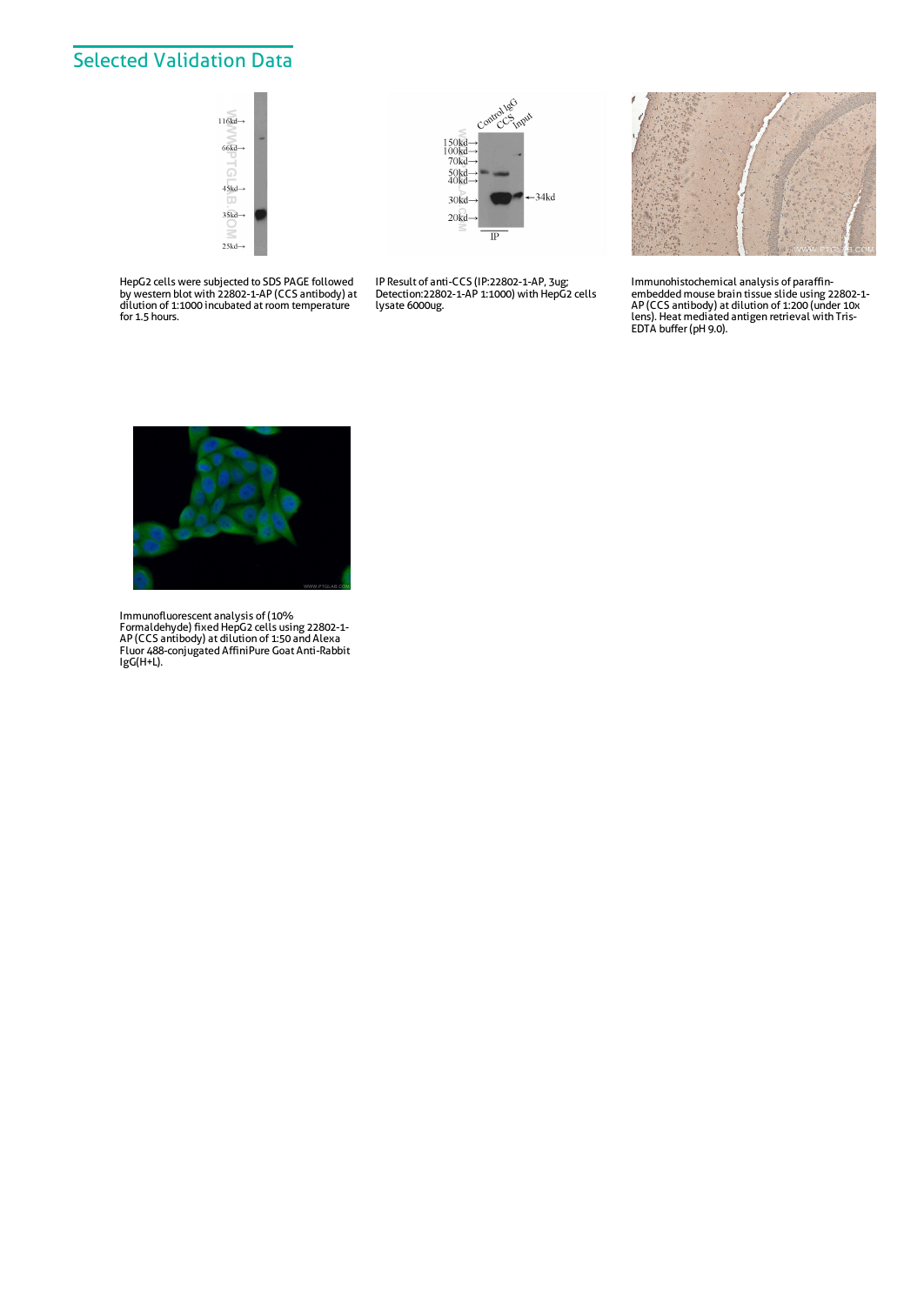## Selected Validation Data

116kd→
66kd→
45kd→
35kd→
25kd→

HepG2 cells were subjected to SDS PAGE followed by western blot with 22802-1-AP (CCS antibody) at dilution of 1:1000 incubated at room temperature for 1.5 hours.

Control IgG
CCS
Input
150kd→
100kd→
70kd→
50kd→
40kd→
30kd→
20kd→
←34kd
IP

IP Result of anti-CCS (IP:22802-1-AP, 3ug; Detection:22802-1-AP 1:1000) with HepG2 cells lysate 6000ug.

Immunohistochemical analysis of paraffin-embedded mouse brain tissue slide using 22802-1-AP (CCS antibody) at dilution of 1:200 (under 10x lens). Heat mediated antigen retrieval with Tris-EDTA buffer (pH 9.0).

Immunofluorescent analysis of (10% Formaldehyde) fixed HepG2 cells using 22802-1-AP (CCS antibody) at dilution of 1:50 and Alexa Fluor 488-conjugated AffiniPure Goat Anti-Rabbit IgG(H+L).